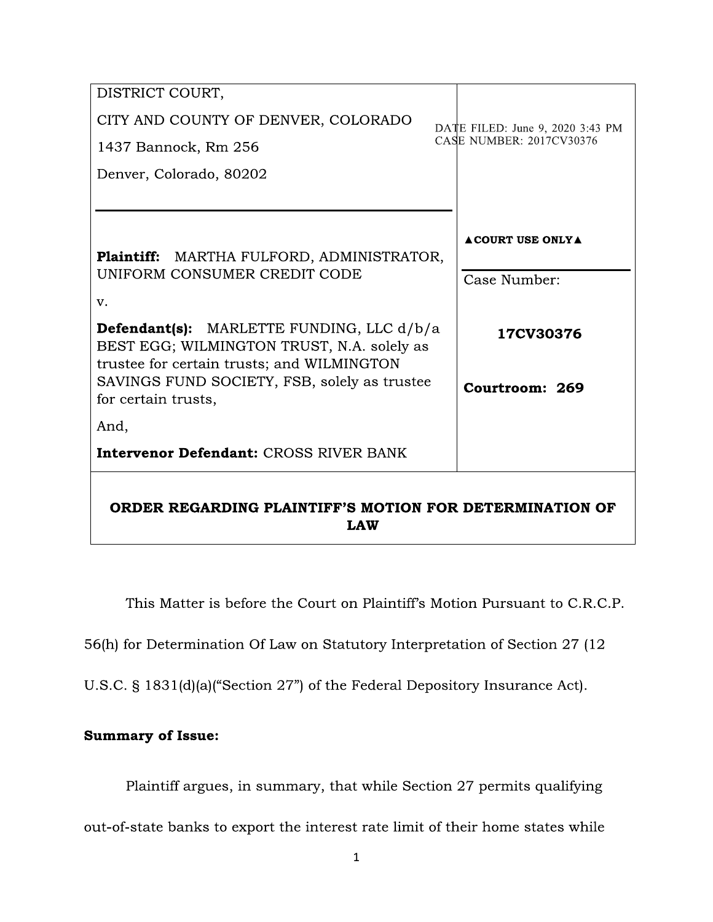| DISTRICT COURT,<br>CITY AND COUNTY OF DENVER, COLORADO<br>1437 Bannock, Rm 256<br>Denver, Colorado, 80202 | DATE FILED: June 9, 2020 3:43 PM<br>CASE NUMBER: 2017CV30376 |
|---|---|
| **Plaintiff:** MARTHA FULFORD, ADMINISTRATOR, UNIFORM CONSUMER CREDIT CODE<br>v.<br>**Defendant(s):** MARLETTE FUNDING, LLC d/b/a BEST EGG; WILMINGTON TRUST, N.A. solely as trustee for certain trusts; and WILMINGTON SAVINGS FUND SOCIETY, FSB, solely as trustee for certain trusts,<br>And,<br>**Intervenor Defendant:** CROSS RIVER BANK | **▲COURT USE ONLY▲**<br>Case Number:<br>**17CV30376**<br>**Courtroom: 269** |

**ORDER REGARDING PLAINTIFF'S MOTION FOR DETERMINATION OF LAW**

This Matter is before the Court on Plaintiff's Motion Pursuant to C.R.C.P. 56(h) for Determination Of Law on Statutory Interpretation of Section 27 (12 U.S.C. § 1831(d)(a)("Section 27") of the Federal Depository Insurance Act).

**Summary of Issue:**

Plaintiff argues, in summary, that while Section 27 permits qualifying out-of-state banks to export the interest rate limit of their home states while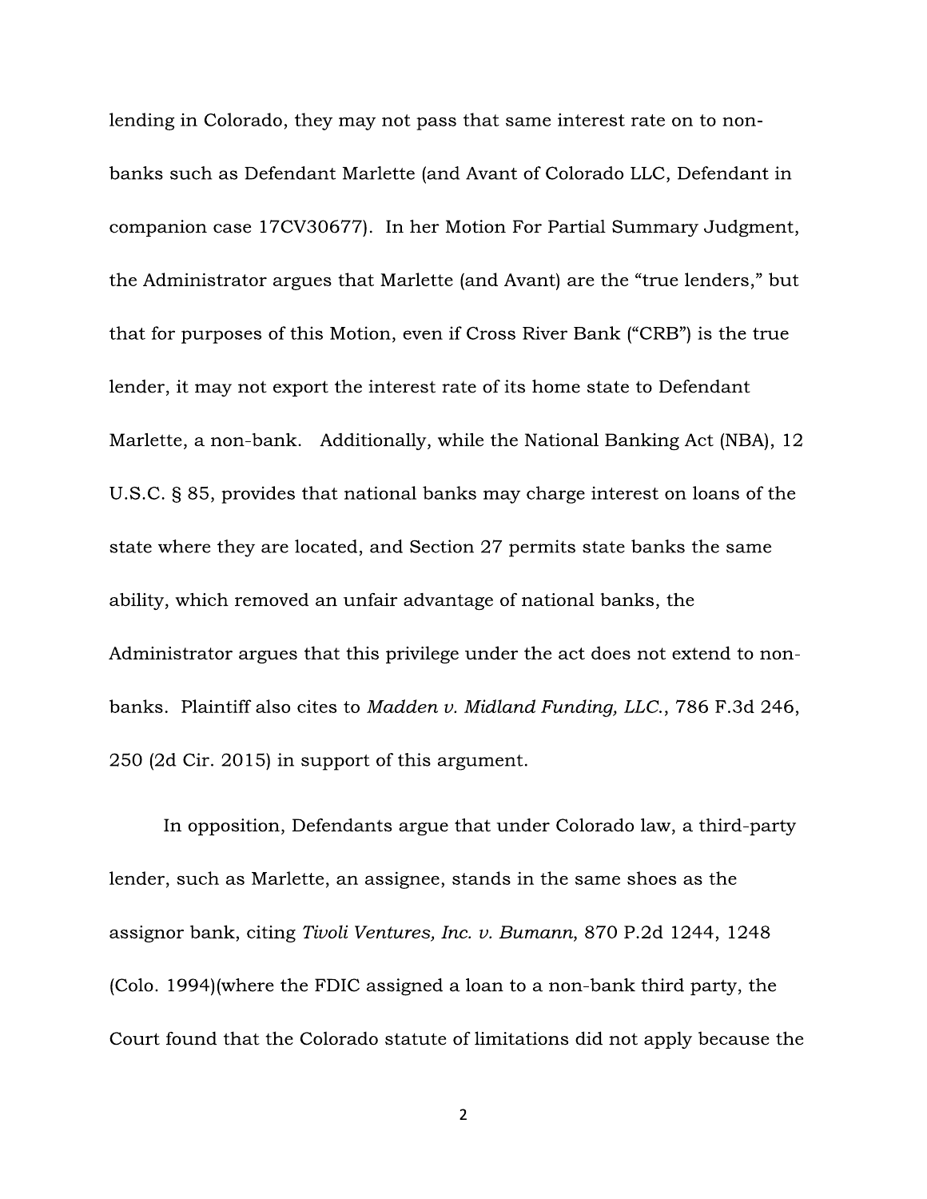lending in Colorado, they may not pass that same interest rate on to non-banks such as Defendant Marlette (and Avant of Colorado LLC, Defendant in companion case 17CV30677). In her Motion For Partial Summary Judgment, the Administrator argues that Marlette (and Avant) are the "true lenders," but that for purposes of this Motion, even if Cross River Bank ("CRB") is the true lender, it may not export the interest rate of its home state to Defendant Marlette, a non-bank. Additionally, while the National Banking Act (NBA), 12 U.S.C. § 85, provides that national banks may charge interest on loans of the state where they are located, and Section 27 permits state banks the same ability, which removed an unfair advantage of national banks, the Administrator argues that this privilege under the act does not extend to non-banks. Plaintiff also cites to *Madden v. Midland Funding, LLC.*, 786 F.3d 246, 250 (2d Cir. 2015) in support of this argument.

In opposition, Defendants argue that under Colorado law, a third-party lender, such as Marlette, an assignee, stands in the same shoes as the assignor bank, citing *Tivoli Ventures, Inc. v. Bumann*, 870 P.2d 1244, 1248 (Colo. 1994)(where the FDIC assigned a loan to a non-bank third party, the Court found that the Colorado statute of limitations did not apply because the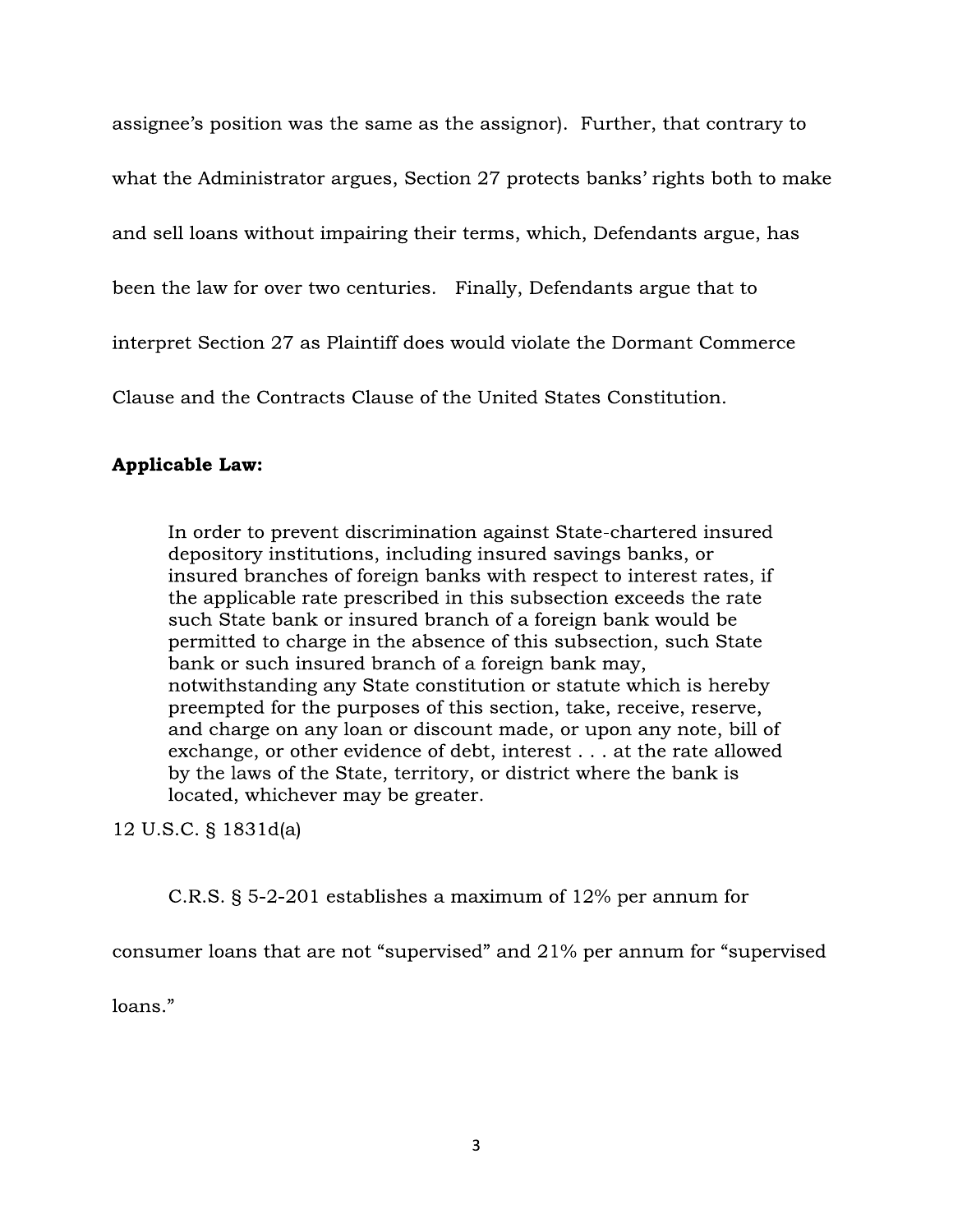assignee's position was the same as the assignor). Further, that contrary to what the Administrator argues, Section 27 protects banks' rights both to make and sell loans without impairing their terms, which, Defendants argue, has been the law for over two centuries. Finally, Defendants argue that to interpret Section 27 as Plaintiff does would violate the Dormant Commerce Clause and the Contracts Clause of the United States Constitution.

**Applicable Law:**

> In order to prevent discrimination against State-chartered insured depository institutions, including insured savings banks, or insured branches of foreign banks with respect to interest rates, if the applicable rate prescribed in this subsection exceeds the rate such State bank or insured branch of a foreign bank would be permitted to charge in the absence of this subsection, such State bank or such insured branch of a foreign bank may, notwithstanding any State constitution or statute which is hereby preempted for the purposes of this section, take, receive, reserve, and charge on any loan or discount made, or upon any note, bill of exchange, or other evidence of debt, interest . . . at the rate allowed by the laws of the State, territory, or district where the bank is located, whichever may be greater.

12 U.S.C. § 1831d(a)

C.R.S. § 5-2-201 establishes a maximum of 12% per annum for consumer loans that are not "supervised" and 21% per annum for "supervised loans."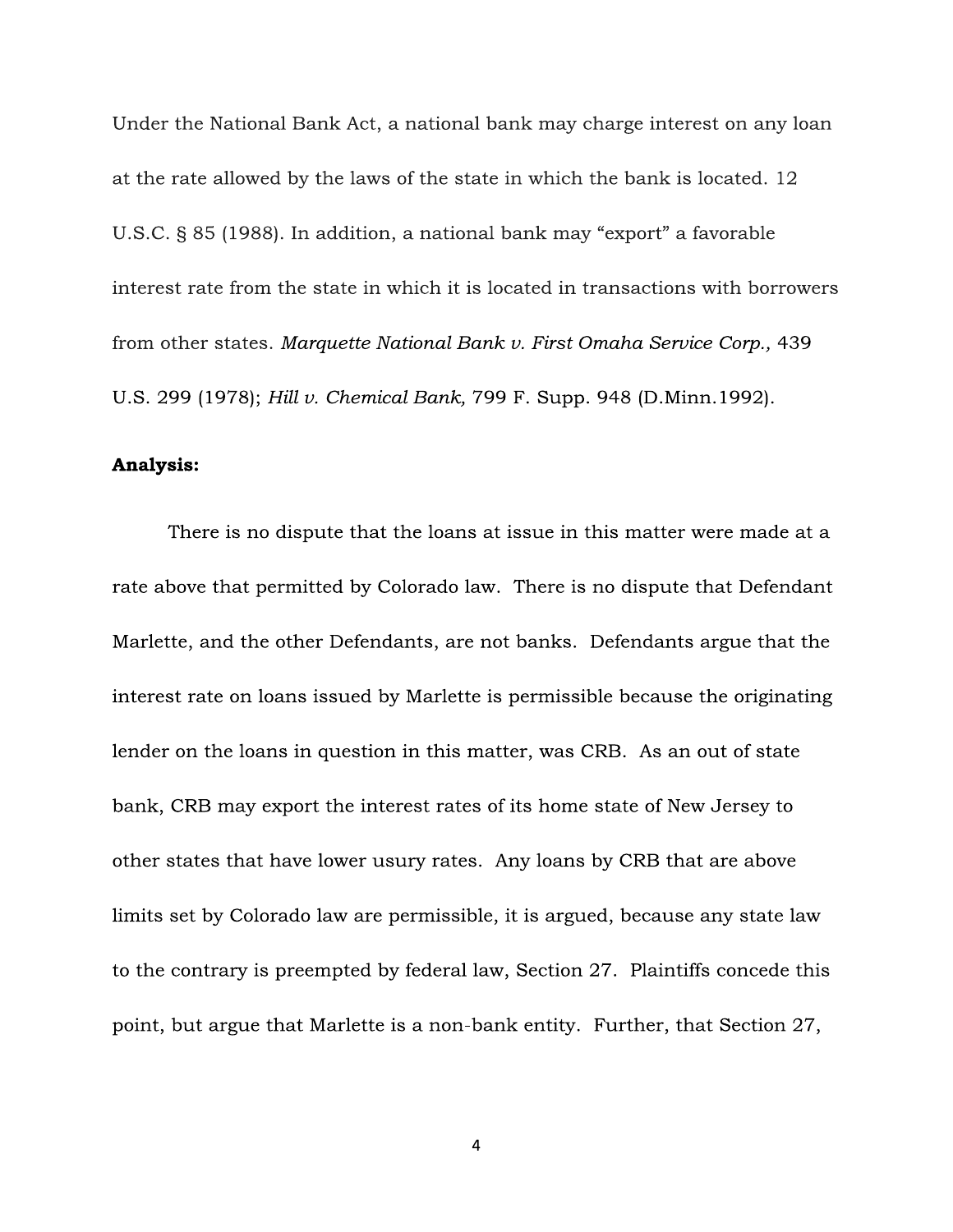Under the National Bank Act, a national bank may charge interest on any loan at the rate allowed by the laws of the state in which the bank is located. 12 U.S.C. § 85 (1988). In addition, a national bank may "export" a favorable interest rate from the state in which it is located in transactions with borrowers from other states. *Marquette National Bank v. First Omaha Service Corp.,* 439 U.S. 299 (1978); *Hill v. Chemical Bank,* 799 F. Supp. 948 (D.Minn.1992).

**Analysis:**

There is no dispute that the loans at issue in this matter were made at a rate above that permitted by Colorado law. There is no dispute that Defendant Marlette, and the other Defendants, are not banks. Defendants argue that the interest rate on loans issued by Marlette is permissible because the originating lender on the loans in question in this matter, was CRB. As an out of state bank, CRB may export the interest rates of its home state of New Jersey to other states that have lower usury rates. Any loans by CRB that are above limits set by Colorado law are permissible, it is argued, because any state law to the contrary is preempted by federal law, Section 27. Plaintiffs concede this point, but argue that Marlette is a non-bank entity. Further, that Section 27,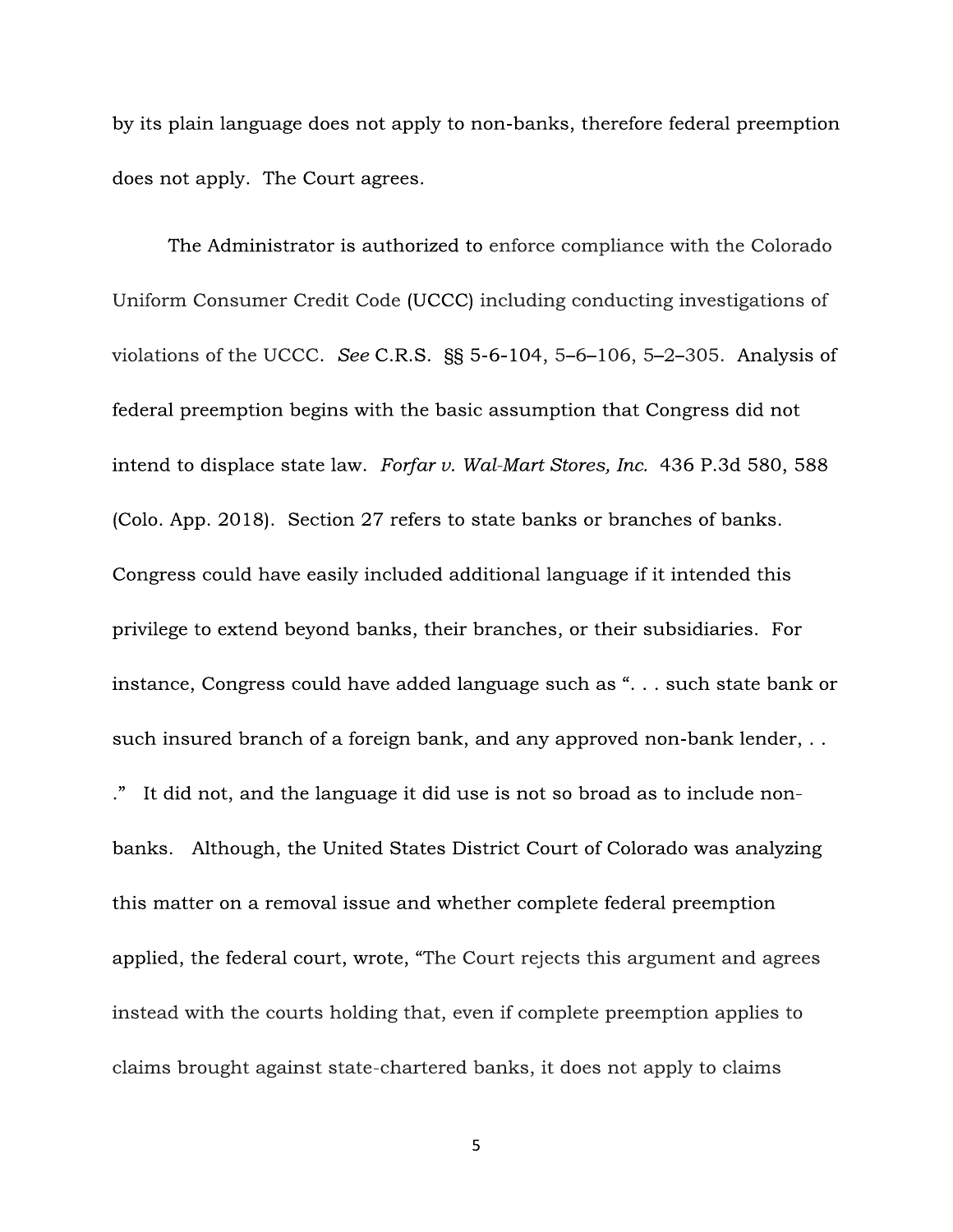by its plain language does not apply to non-banks, therefore federal preemption does not apply. The Court agrees.

The Administrator is authorized to enforce compliance with the Colorado Uniform Consumer Credit Code (UCCC) including conducting investigations of violations of the UCCC. *See* C.R.S. §§ 5-6-104, 5–6–106, 5–2–305. Analysis of federal preemption begins with the basic assumption that Congress did not intend to displace state law. *Forfar v. Wal-Mart Stores, Inc.* 436 P.3d 580, 588 (Colo. App. 2018). Section 27 refers to state banks or branches of banks. Congress could have easily included additional language if it intended this privilege to extend beyond banks, their branches, or their subsidiaries. For instance, Congress could have added language such as ". . . such state bank or such insured branch of a foreign bank, and any approved non-bank lender, . . ." It did not, and the language it did use is not so broad as to include non-banks. Although, the United States District Court of Colorado was analyzing this matter on a removal issue and whether complete federal preemption applied, the federal court, wrote, "The Court rejects this argument and agrees instead with the courts holding that, even if complete preemption applies to claims brought against state-chartered banks, it does not apply to claims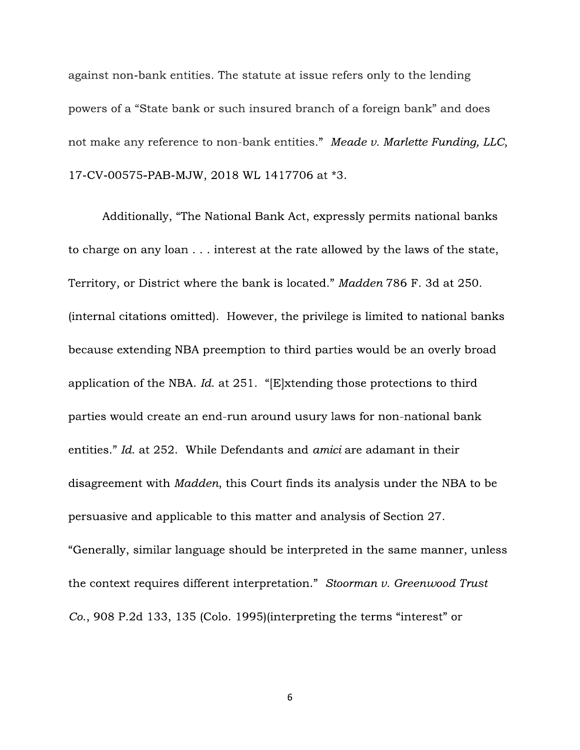against non-bank entities. The statute at issue refers only to the lending powers of a "State bank or such insured branch of a foreign bank" and does not make any reference to non-bank entities." *Meade v. Marlette Funding, LLC*, 17-CV-00575-PAB-MJW, 2018 WL 1417706 at *3.

Additionally, "The National Bank Act, expressly permits national banks to charge on any loan . . . interest at the rate allowed by the laws of the state, Territory, or District where the bank is located." *Madden* 786 F. 3d at 250. (internal citations omitted). However, the privilege is limited to national banks because extending NBA preemption to third parties would be an overly broad application of the NBA. *Id.* at 251. "[E]xtending those protections to third parties would create an end-run around usury laws for non-national bank entities." *Id.* at 252. While Defendants and *amici* are adamant in their disagreement with *Madden*, this Court finds its analysis under the NBA to be persuasive and applicable to this matter and analysis of Section 27. "Generally, similar language should be interpreted in the same manner, unless the context requires different interpretation." *Stoorman v. Greenwood Trust Co.*, 908 P.2d 133, 135 (Colo. 1995)(interpreting the terms "interest" or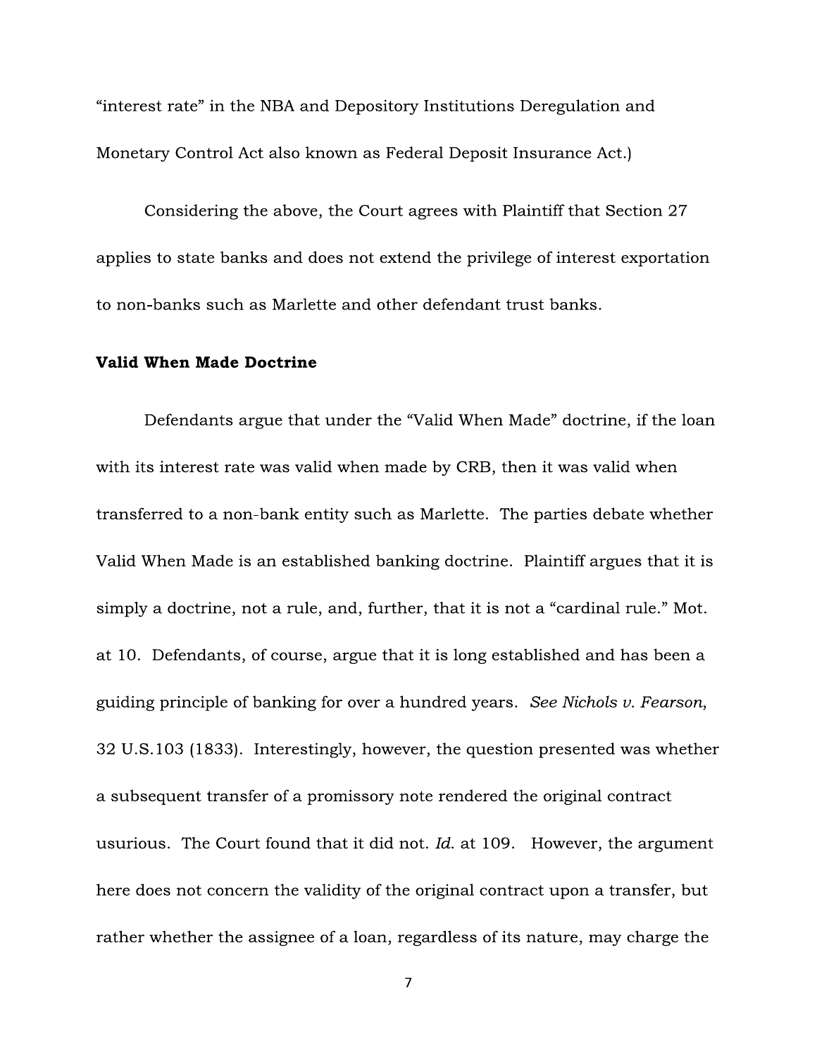"interest rate" in the NBA and Depository Institutions Deregulation and Monetary Control Act also known as Federal Deposit Insurance Act.)

Considering the above, the Court agrees with Plaintiff that Section 27 applies to state banks and does not extend the privilege of interest exportation to non-banks such as Marlette and other defendant trust banks.

**Valid When Made Doctrine**

Defendants argue that under the "Valid When Made" doctrine, if the loan with its interest rate was valid when made by CRB, then it was valid when transferred to a non-bank entity such as Marlette. The parties debate whether Valid When Made is an established banking doctrine. Plaintiff argues that it is simply a doctrine, not a rule, and, further, that it is not a "cardinal rule." Mot. at 10. Defendants, of course, argue that it is long established and has been a guiding principle of banking for over a hundred years. *See Nichols v. Fearson*, 32 U.S.103 (1833). Interestingly, however, the question presented was whether a subsequent transfer of a promissory note rendered the original contract usurious. The Court found that it did not. *Id.* at 109. However, the argument here does not concern the validity of the original contract upon a transfer, but rather whether the assignee of a loan, regardless of its nature, may charge the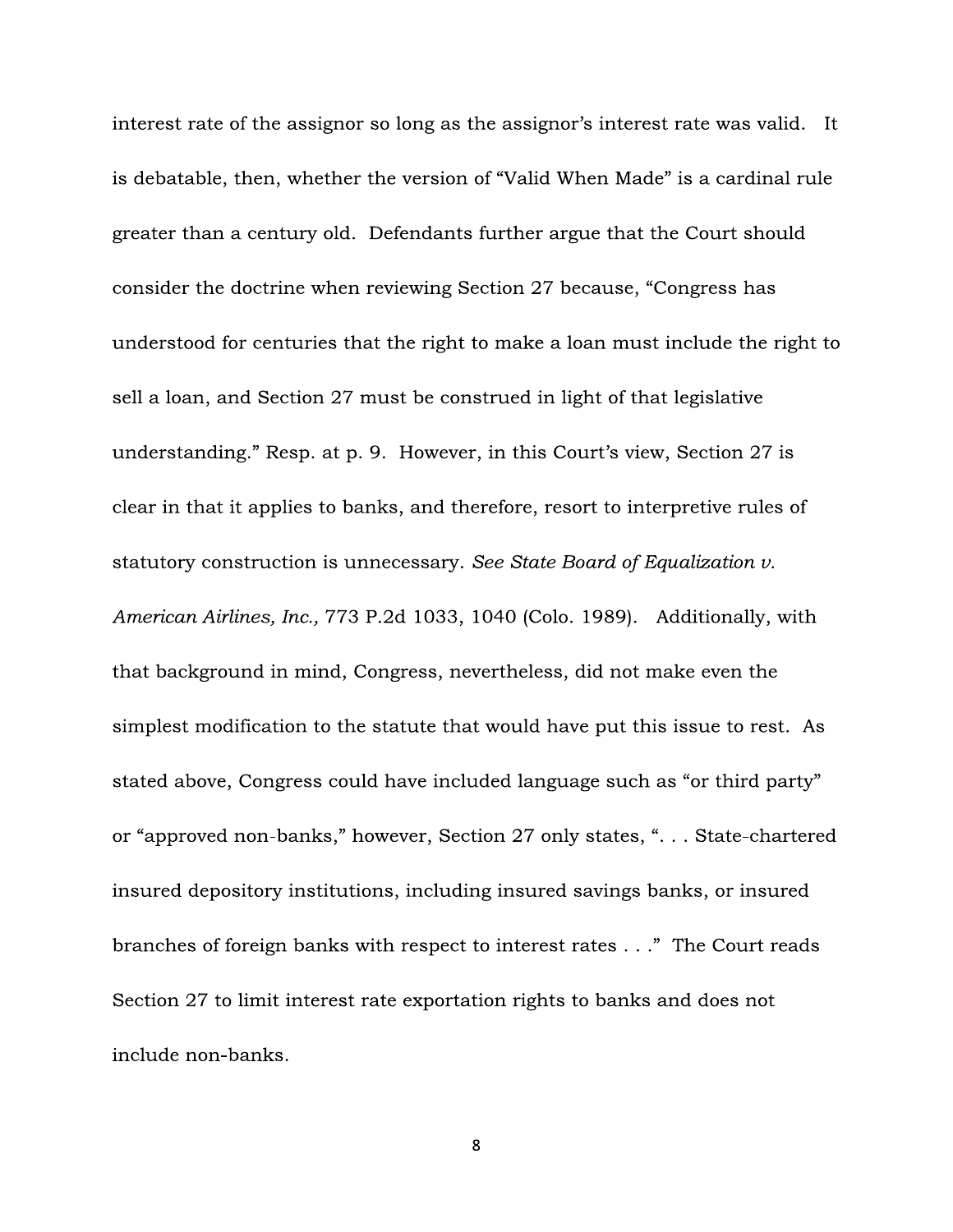interest rate of the assignor so long as the assignor's interest rate was valid. It is debatable, then, whether the version of "Valid When Made" is a cardinal rule greater than a century old. Defendants further argue that the Court should consider the doctrine when reviewing Section 27 because, "Congress has understood for centuries that the right to make a loan must include the right to sell a loan, and Section 27 must be construed in light of that legislative understanding." Resp. at p. 9. However, in this Court's view, Section 27 is clear in that it applies to banks, and therefore, resort to interpretive rules of statutory construction is unnecessary. *See State Board of Equalization v. American Airlines, Inc.,* 773 P.2d 1033, 1040 (Colo. 1989). Additionally, with that background in mind, Congress, nevertheless, did not make even the simplest modification to the statute that would have put this issue to rest. As stated above, Congress could have included language such as "or third party" or "approved non-banks," however, Section 27 only states, ". . . State-chartered insured depository institutions, including insured savings banks, or insured branches of foreign banks with respect to interest rates . . ." The Court reads Section 27 to limit interest rate exportation rights to banks and does not include non-banks.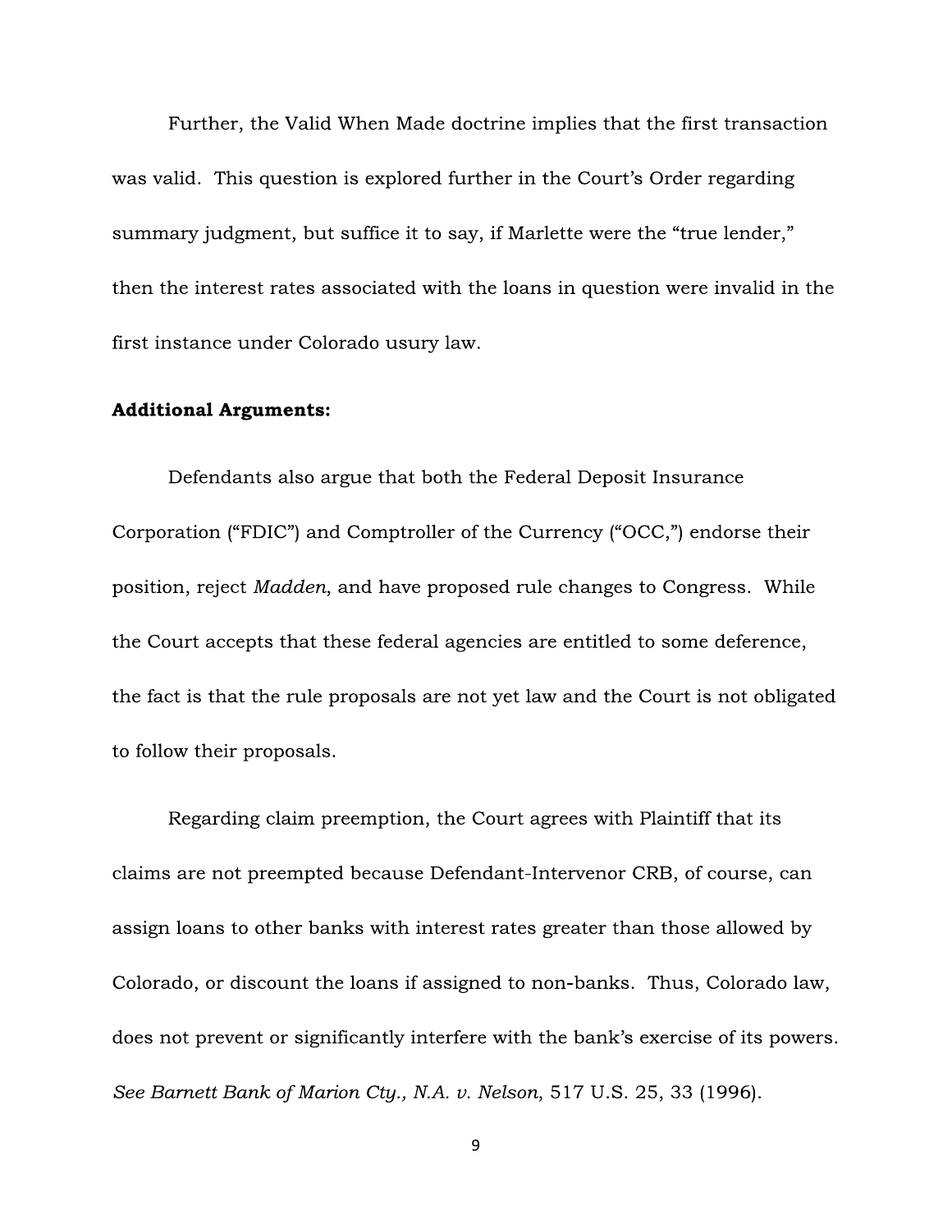Further, the Valid When Made doctrine implies that the first transaction was valid. This question is explored further in the Court's Order regarding summary judgment, but suffice it to say, if Marlette were the "true lender," then the interest rates associated with the loans in question were invalid in the first instance under Colorado usury law.

**Additional Arguments:**

Defendants also argue that both the Federal Deposit Insurance Corporation ("FDIC") and Comptroller of the Currency ("OCC,") endorse their position, reject *Madden*, and have proposed rule changes to Congress. While the Court accepts that these federal agencies are entitled to some deference, the fact is that the rule proposals are not yet law and the Court is not obligated to follow their proposals.

Regarding claim preemption, the Court agrees with Plaintiff that its claims are not preempted because Defendant-Intervenor CRB, of course, can assign loans to other banks with interest rates greater than those allowed by Colorado, or discount the loans if assigned to non-banks. Thus, Colorado law, does not prevent or significantly interfere with the bank's exercise of its powers. *See Barnett Bank of Marion Cty., N.A. v. Nelson*, 517 U.S. 25, 33 (1996).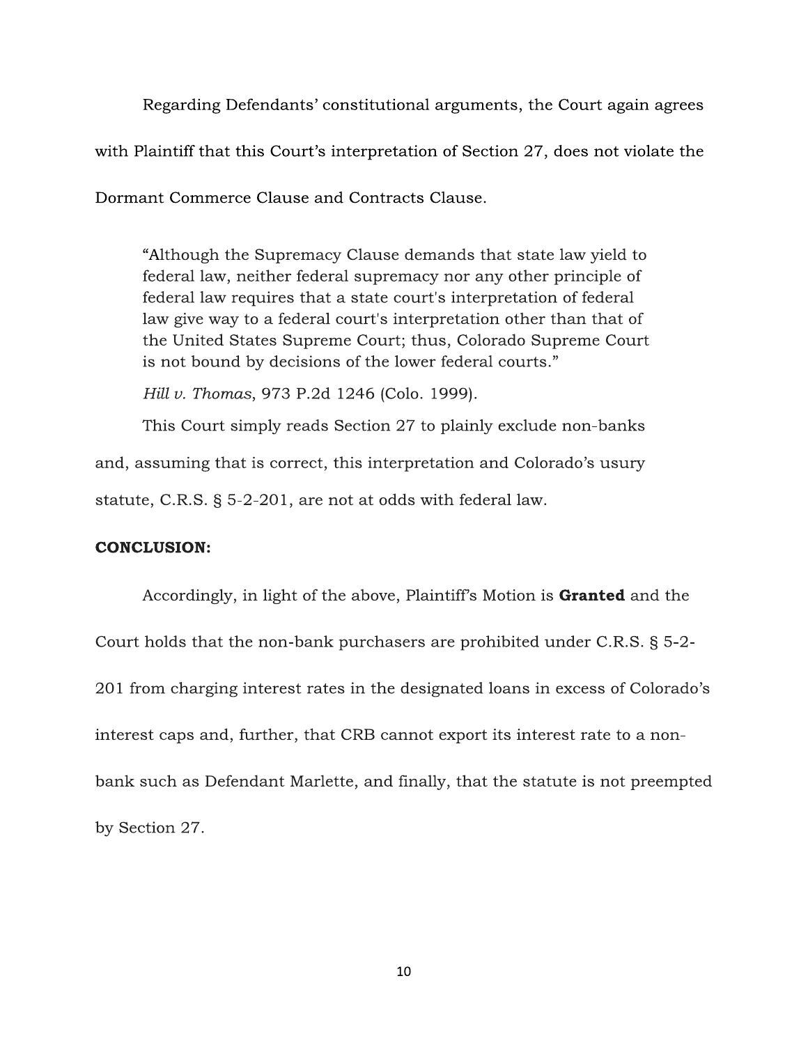Regarding Defendants' constitutional arguments, the Court again agrees with Plaintiff that this Court's interpretation of Section 27, does not violate the Dormant Commerce Clause and Contracts Clause.

> "Although the Supremacy Clause demands that state law yield to federal law, neither federal supremacy nor any other principle of federal law requires that a state court's interpretation of federal law give way to a federal court's interpretation other than that of the United States Supreme Court; thus, Colorado Supreme Court is not bound by decisions of the lower federal courts."
>
> *Hill v. Thomas*, 973 P.2d 1246 (Colo. 1999).

This Court simply reads Section 27 to plainly exclude non-banks and, assuming that is correct, this interpretation and Colorado's usury statute, C.R.S. § 5-2-201, are not at odds with federal law.

**CONCLUSION:**

Accordingly, in light of the above, Plaintiff's Motion is **Granted** and the Court holds that the non-bank purchasers are prohibited under C.R.S. § 5-2-201 from charging interest rates in the designated loans in excess of Colorado's interest caps and, further, that CRB cannot export its interest rate to a non-bank such as Defendant Marlette, and finally, that the statute is not preempted by Section 27.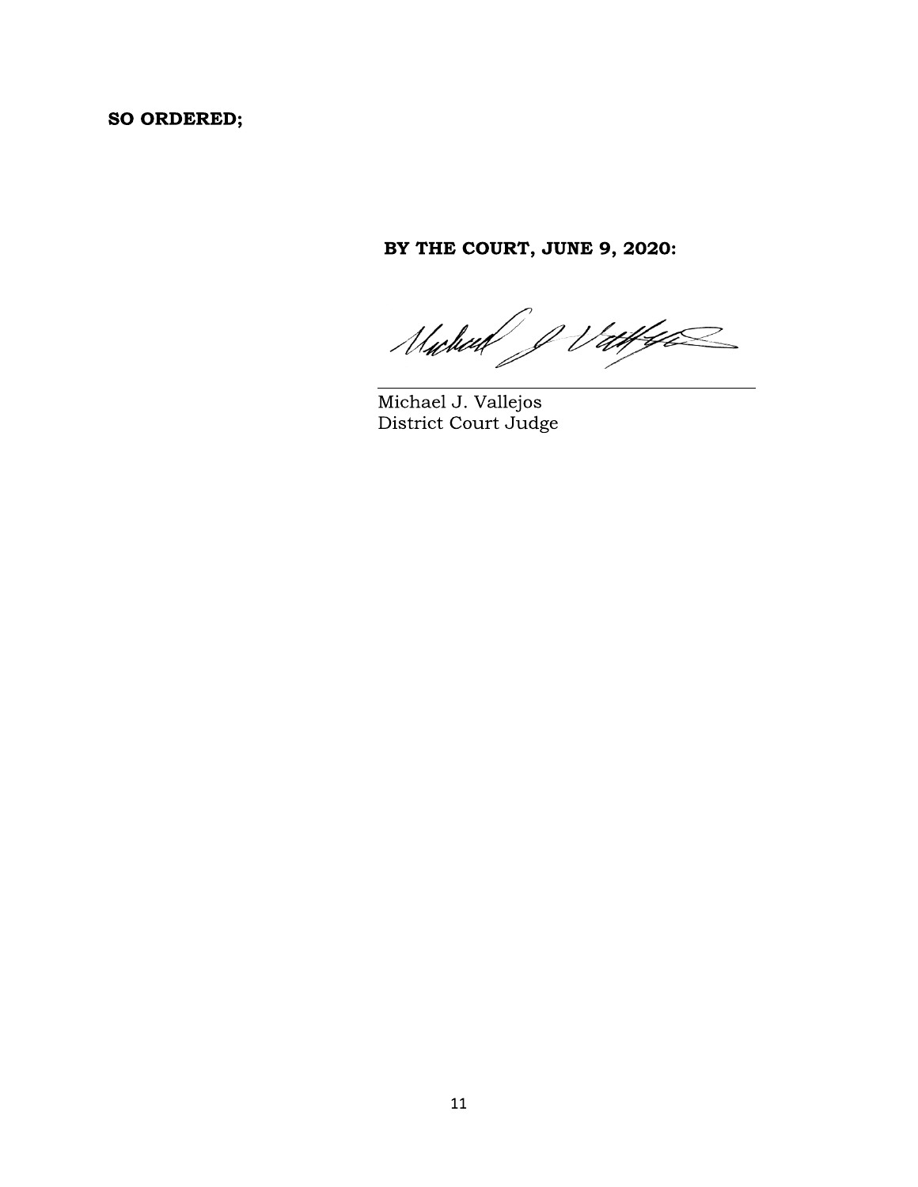**SO ORDERED;**

**BY THE COURT, JUNE 9, 2020:**

Michael J. Vallejos
District Court Judge